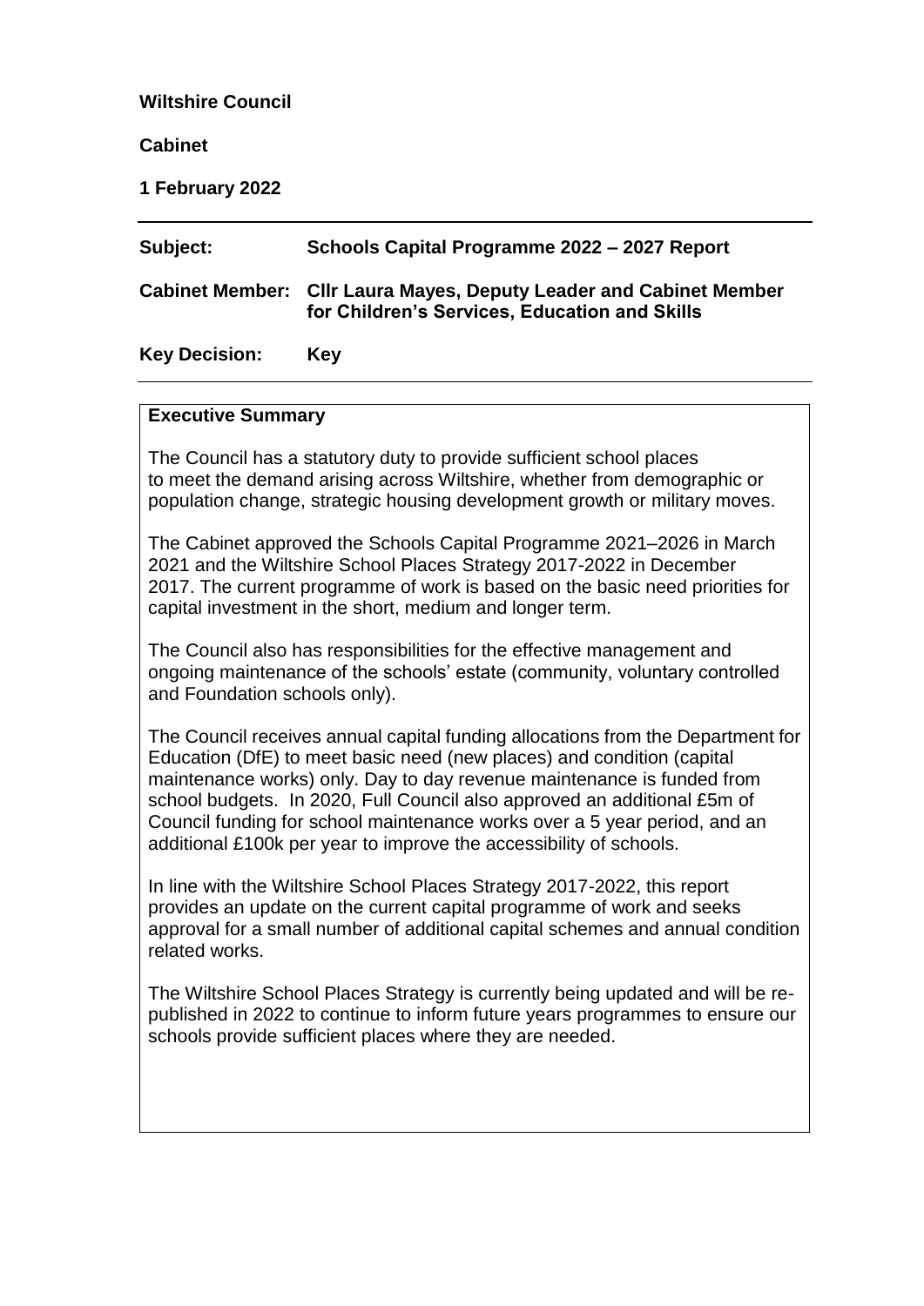**Wiltshire Council**

**Cabinet**

**1 February 2022**

| | |
|---|---|
| **Subject:** | **Schools Capital Programme 2022 – 2027 Report** |
| **Cabinet Member:** | **Cllr Laura Mayes, Deputy Leader and Cabinet Member for Children's Services, Education and Skills** |
| **Key Decision:** | **Key** |

## Executive Summary

The Council has a statutory duty to provide sufficient school places to meet the demand arising across Wiltshire, whether from demographic or population change, strategic housing development growth or military moves.

The Cabinet approved the Schools Capital Programme 2021–2026 in March 2021 and the Wiltshire School Places Strategy 2017-2022 in December 2017. The current programme of work is based on the basic need priorities for capital investment in the short, medium and longer term.

The Council also has responsibilities for the effective management and ongoing maintenance of the schools' estate (community, voluntary controlled and Foundation schools only).

The Council receives annual capital funding allocations from the Department for Education (DfE) to meet basic need (new places) and condition (capital maintenance works) only. Day to day revenue maintenance is funded from school budgets. In 2020, Full Council also approved an additional £5m of Council funding for school maintenance works over a 5 year period, and an additional £100k per year to improve the accessibility of schools.

In line with the Wiltshire School Places Strategy 2017-2022, this report provides an update on the current capital programme of work and seeks approval for a small number of additional capital schemes and annual condition related works.

The Wiltshire School Places Strategy is currently being updated and will be re-published in 2022 to continue to inform future years programmes to ensure our schools provide sufficient places where they are needed.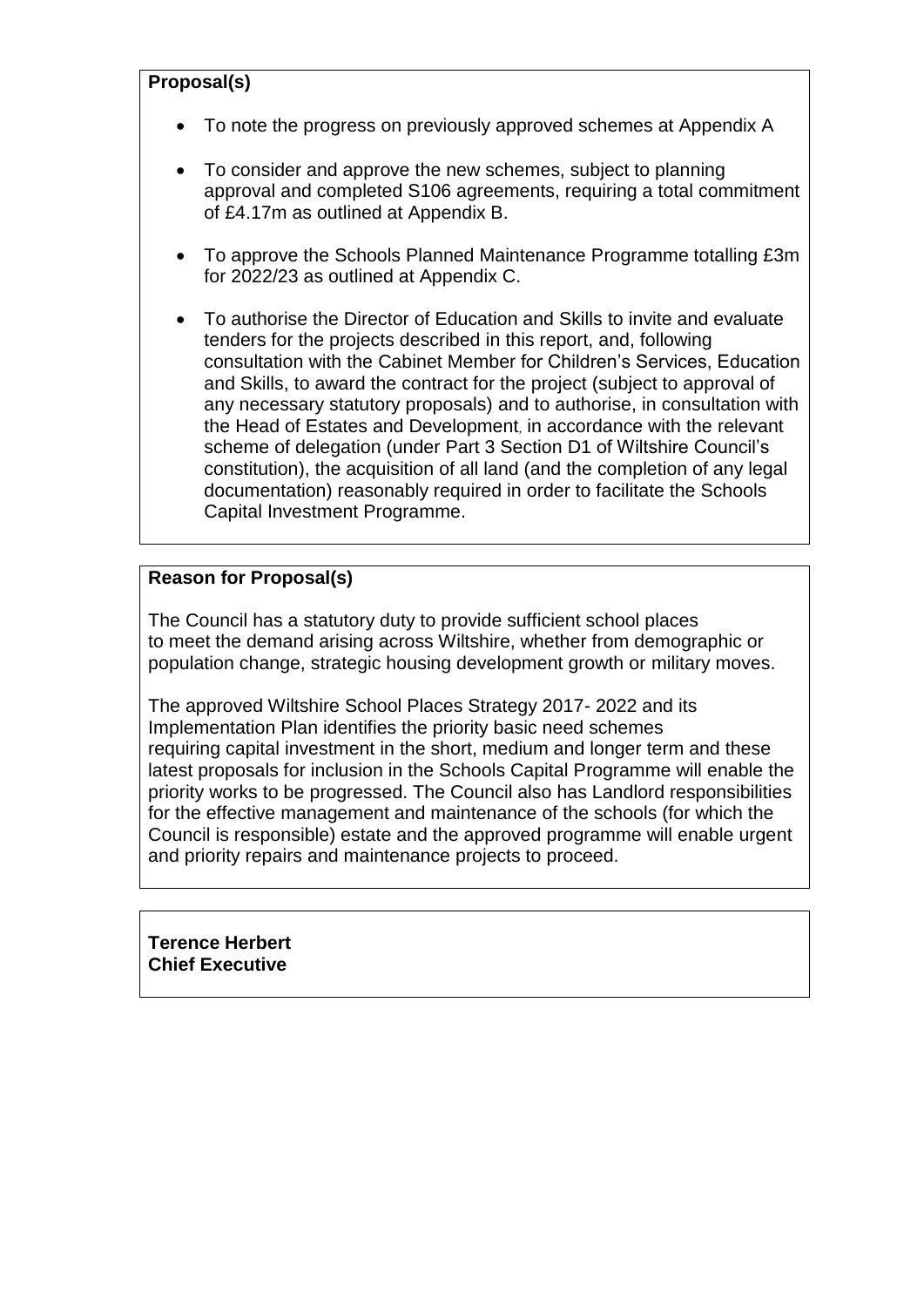**Proposal(s)**

- To note the progress on previously approved schemes at Appendix A
- To consider and approve the new schemes, subject to planning approval and completed S106 agreements, requiring a total commitment of £4.17m as outlined at Appendix B.
- To approve the Schools Planned Maintenance Programme totalling £3m for 2022/23 as outlined at Appendix C.
- To authorise the Director of Education and Skills to invite and evaluate tenders for the projects described in this report, and, following consultation with the Cabinet Member for Children's Services, Education and Skills, to award the contract for the project (subject to approval of any necessary statutory proposals) and to authorise, in consultation with the Head of Estates and Development, in accordance with the relevant scheme of delegation (under Part 3 Section D1 of Wiltshire Council's constitution), the acquisition of all land (and the completion of any legal documentation) reasonably required in order to facilitate the Schools Capital Investment Programme.

**Reason for Proposal(s)**

The Council has a statutory duty to provide sufficient school places to meet the demand arising across Wiltshire, whether from demographic or population change, strategic housing development growth or military moves.

The approved Wiltshire School Places Strategy 2017- 2022 and its Implementation Plan identifies the priority basic need schemes requiring capital investment in the short, medium and longer term and these latest proposals for inclusion in the Schools Capital Programme will enable the priority works to be progressed. The Council also has Landlord responsibilities for the effective management and maintenance of the schools (for which the Council is responsible) estate and the approved programme will enable urgent and priority repairs and maintenance projects to proceed.

**Terence Herbert**
**Chief Executive**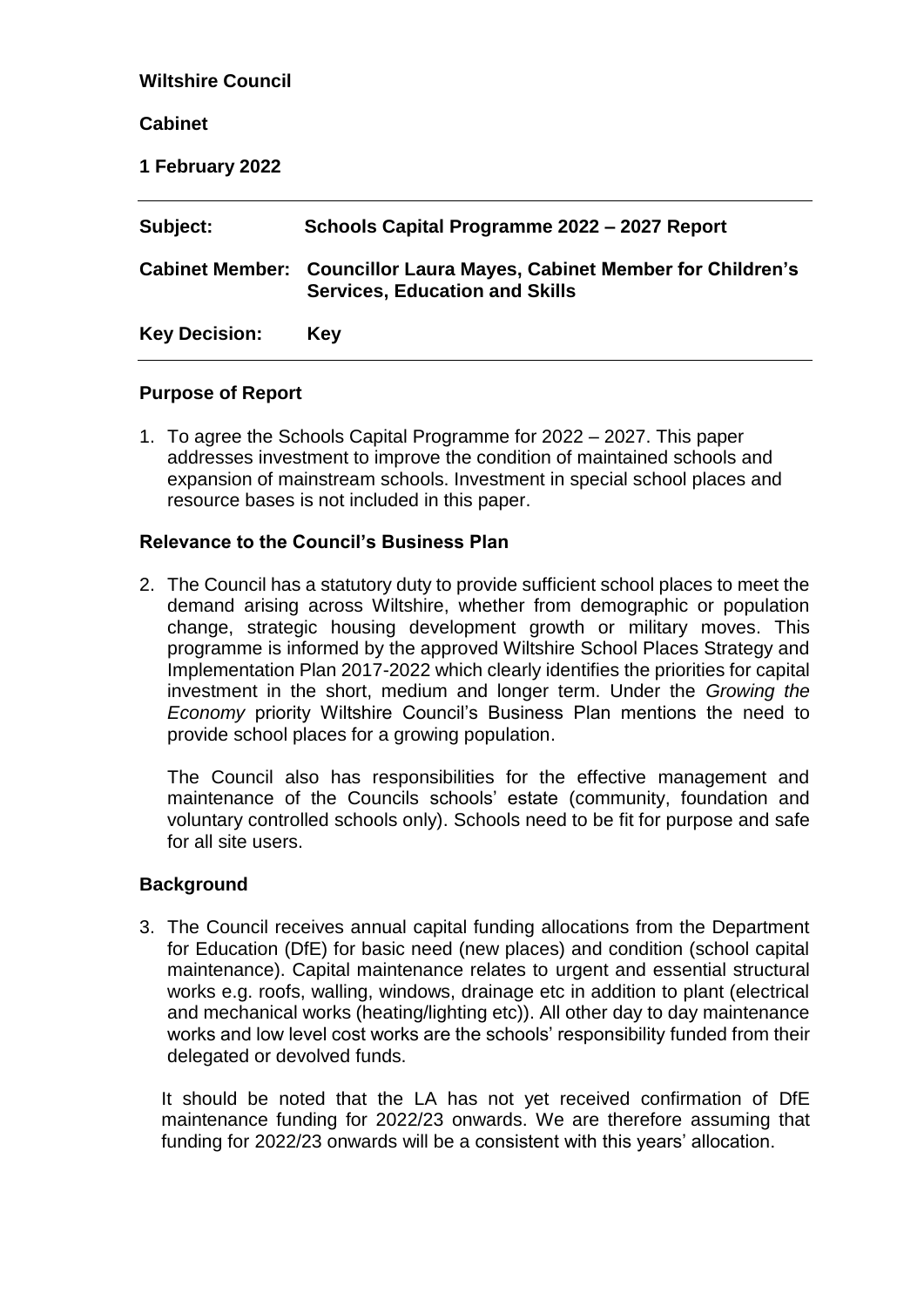**Wiltshire Council**

**Cabinet**

**1 February 2022**

| | |
|---|---|
| **Subject:** | **Schools Capital Programme 2022 – 2027 Report** |
| **Cabinet Member:** | **Councillor Laura Mayes, Cabinet Member for Children's Services, Education and Skills** |
| **Key Decision:** | **Key** |

## Purpose of Report

1. To agree the Schools Capital Programme for 2022 – 2027. This paper addresses investment to improve the condition of maintained schools and expansion of mainstream schools. Investment in special school places and resource bases is not included in this paper.

## Relevance to the Council's Business Plan

2. The Council has a statutory duty to provide sufficient school places to meet the demand arising across Wiltshire, whether from demographic or population change, strategic housing development growth or military moves. This programme is informed by the approved Wiltshire School Places Strategy and Implementation Plan 2017-2022 which clearly identifies the priorities for capital investment in the short, medium and longer term. Under the *Growing the Economy* priority Wiltshire Council's Business Plan mentions the need to provide school places for a growing population.

   The Council also has responsibilities for the effective management and maintenance of the Councils schools' estate (community, foundation and voluntary controlled schools only). Schools need to be fit for purpose and safe for all site users.

## Background

3. The Council receives annual capital funding allocations from the Department for Education (DfE) for basic need (new places) and condition (school capital maintenance). Capital maintenance relates to urgent and essential structural works e.g. roofs, walling, windows, drainage etc in addition to plant (electrical and mechanical works (heating/lighting etc)). All other day to day maintenance works and low level cost works are the schools' responsibility funded from their delegated or devolved funds.

   It should be noted that the LA has not yet received confirmation of DfE maintenance funding for 2022/23 onwards. We are therefore assuming that funding for 2022/23 onwards will be a consistent with this years' allocation.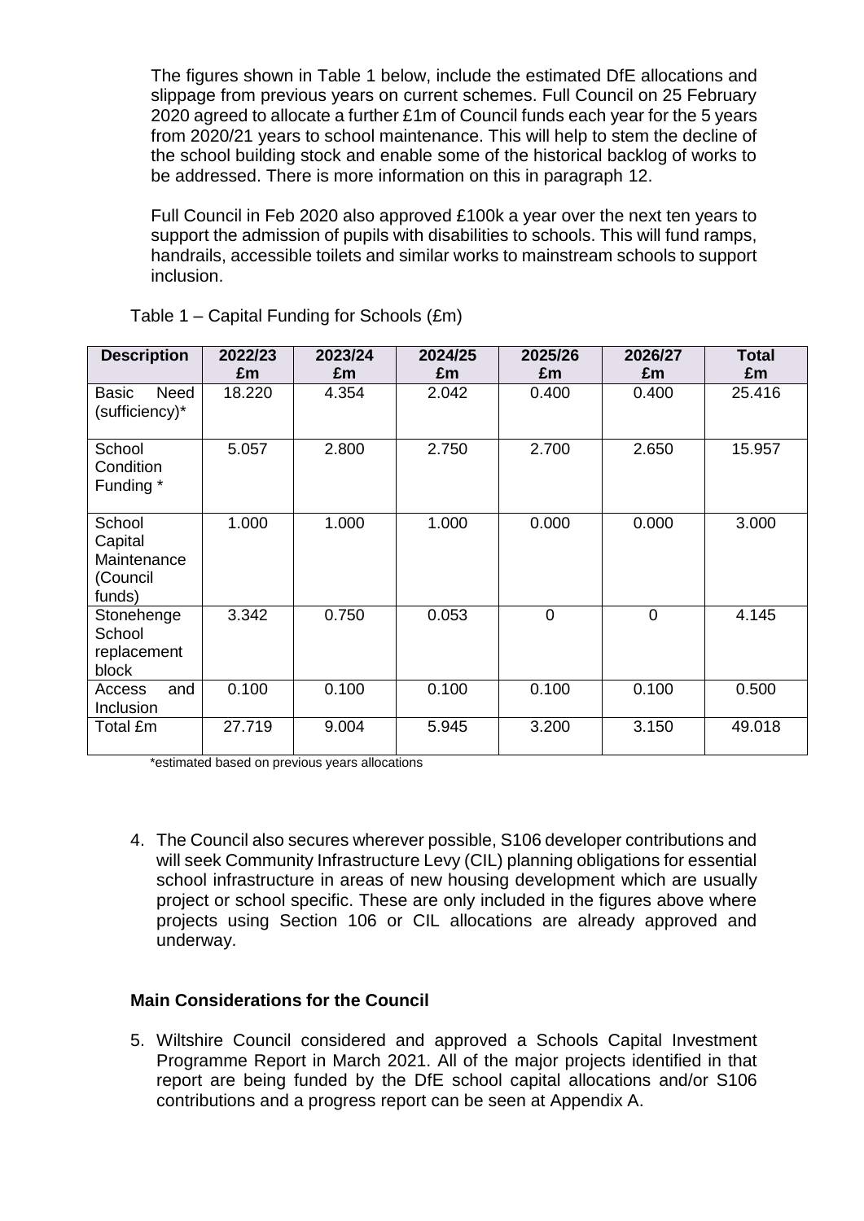The figures shown in Table 1 below, include the estimated DfE allocations and slippage from previous years on current schemes. Full Council on 25 February 2020 agreed to allocate a further £1m of Council funds each year for the 5 years from 2020/21 years to school maintenance. This will help to stem the decline of the school building stock and enable some of the historical backlog of works to be addressed. There is more information on this in paragraph 12.

Full Council in Feb 2020 also approved £100k a year over the next ten years to support the admission of pupils with disabilities to schools. This will fund ramps, handrails, accessible toilets and similar works to mainstream schools to support inclusion.

Table 1 – Capital Funding for Schools (£m)

| Description | 2022/23 £m | 2023/24 £m | 2024/25 £m | 2025/26 £m | 2026/27 £m | Total £m |
|---|---|---|---|---|---|---|
| Basic Need (sufficiency)* | 18.220 | 4.354 | 2.042 | 0.400 | 0.400 | 25.416 |
| School Condition Funding * | 5.057 | 2.800 | 2.750 | 2.700 | 2.650 | 15.957 |
| School Capital Maintenance (Council funds) | 1.000 | 1.000 | 1.000 | 0.000 | 0.000 | 3.000 |
| Stonehenge School replacement block | 3.342 | 0.750 | 0.053 | 0 | 0 | 4.145 |
| Access and Inclusion | 0.100 | 0.100 | 0.100 | 0.100 | 0.100 | 0.500 |
| Total £m | 27.719 | 9.004 | 5.945 | 3.200 | 3.150 | 49.018 |

*estimated based on previous years allocations

4. The Council also secures wherever possible, S106 developer contributions and will seek Community Infrastructure Levy (CIL) planning obligations for essential school infrastructure in areas of new housing development which are usually project or school specific. These are only included in the figures above where projects using Section 106 or CIL allocations are already approved and underway.

**Main Considerations for the Council**

5. Wiltshire Council considered and approved a Schools Capital Investment Programme Report in March 2021. All of the major projects identified in that report are being funded by the DfE school capital allocations and/or S106 contributions and a progress report can be seen at Appendix A.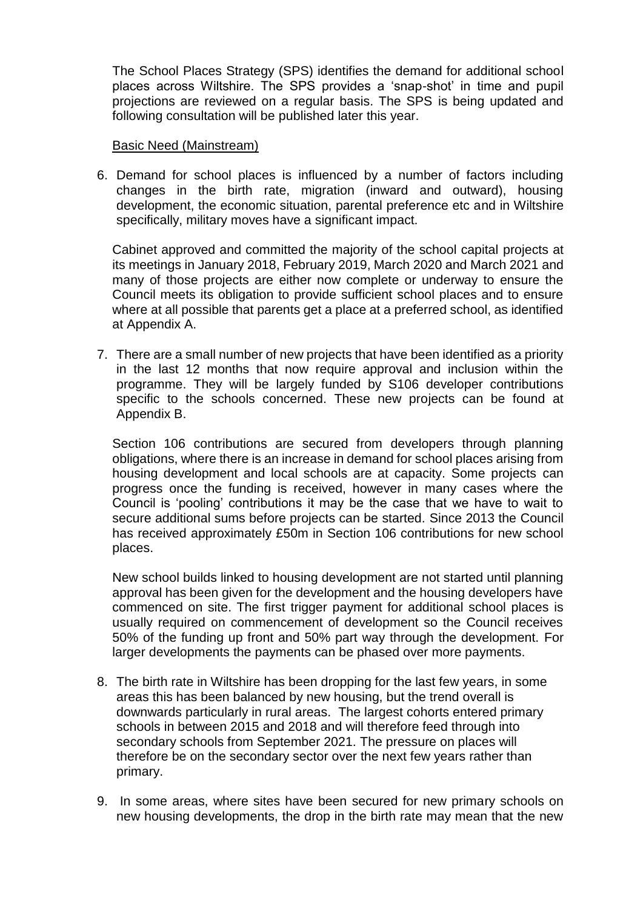The School Places Strategy (SPS) identifies the demand for additional school places across Wiltshire. The SPS provides a 'snap-shot' in time and pupil projections are reviewed on a regular basis. The SPS is being updated and following consultation will be published later this year.

Basic Need (Mainstream)

6. Demand for school places is influenced by a number of factors including changes in the birth rate, migration (inward and outward), housing development, the economic situation, parental preference etc and in Wiltshire specifically, military moves have a significant impact.

   Cabinet approved and committed the majority of the school capital projects at its meetings in January 2018, February 2019, March 2020 and March 2021 and many of those projects are either now complete or underway to ensure the Council meets its obligation to provide sufficient school places and to ensure where at all possible that parents get a place at a preferred school, as identified at Appendix A.

7. There are a small number of new projects that have been identified as a priority in the last 12 months that now require approval and inclusion within the programme. They will be largely funded by S106 developer contributions specific to the schools concerned. These new projects can be found at Appendix B.

   Section 106 contributions are secured from developers through planning obligations, where there is an increase in demand for school places arising from housing development and local schools are at capacity. Some projects can progress once the funding is received, however in many cases where the Council is 'pooling' contributions it may be the case that we have to wait to secure additional sums before projects can be started. Since 2013 the Council has received approximately £50m in Section 106 contributions for new school places.

   New school builds linked to housing development are not started until planning approval has been given for the development and the housing developers have commenced on site. The first trigger payment for additional school places is usually required on commencement of development so the Council receives 50% of the funding up front and 50% part way through the development. For larger developments the payments can be phased over more payments.

8. The birth rate in Wiltshire has been dropping for the last few years, in some areas this has been balanced by new housing, but the trend overall is downwards particularly in rural areas. The largest cohorts entered primary schools in between 2015 and 2018 and will therefore feed through into secondary schools from September 2021. The pressure on places will therefore be on the secondary sector over the next few years rather than primary.

9. In some areas, where sites have been secured for new primary schools on new housing developments, the drop in the birth rate may mean that the new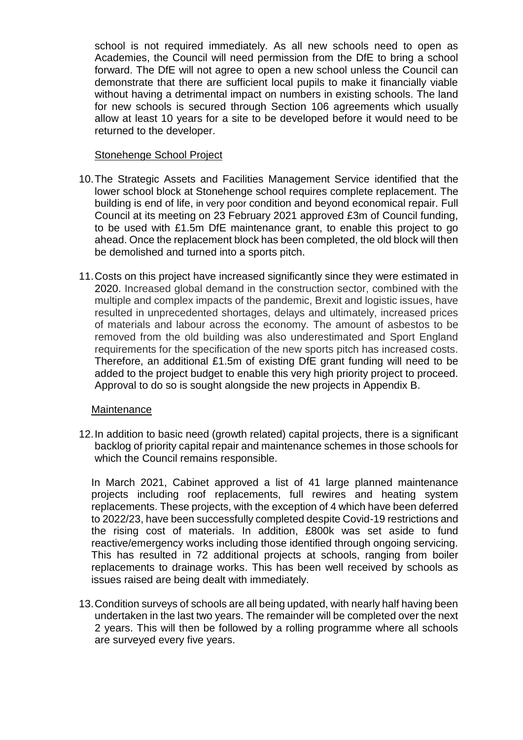school is not required immediately. As all new schools need to open as Academies, the Council will need permission from the DfE to bring a school forward. The DfE will not agree to open a new school unless the Council can demonstrate that there are sufficient local pupils to make it financially viable without having a detrimental impact on numbers in existing schools. The land for new schools is secured through Section 106 agreements which usually allow at least 10 years for a site to be developed before it would need to be returned to the developer.

Stonehenge School Project

10. The Strategic Assets and Facilities Management Service identified that the lower school block at Stonehenge school requires complete replacement. The building is end of life, in very poor condition and beyond economical repair. Full Council at its meeting on 23 February 2021 approved £3m of Council funding, to be used with £1.5m DfE maintenance grant, to enable this project to go ahead. Once the replacement block has been completed, the old block will then be demolished and turned into a sports pitch.

11. Costs on this project have increased significantly since they were estimated in 2020. Increased global demand in the construction sector, combined with the multiple and complex impacts of the pandemic, Brexit and logistic issues, have resulted in unprecedented shortages, delays and ultimately, increased prices of materials and labour across the economy. The amount of asbestos to be removed from the old building was also underestimated and Sport England requirements for the specification of the new sports pitch has increased costs. Therefore, an additional £1.5m of existing DfE grant funding will need to be added to the project budget to enable this very high priority project to proceed. Approval to do so is sought alongside the new projects in Appendix B.

Maintenance

12. In addition to basic need (growth related) capital projects, there is a significant backlog of priority capital repair and maintenance schemes in those schools for which the Council remains responsible.

    In March 2021, Cabinet approved a list of 41 large planned maintenance projects including roof replacements, full rewires and heating system replacements. These projects, with the exception of 4 which have been deferred to 2022/23, have been successfully completed despite Covid-19 restrictions and the rising cost of materials. In addition, £800k was set aside to fund reactive/emergency works including those identified through ongoing servicing. This has resulted in 72 additional projects at schools, ranging from boiler replacements to drainage works. This has been well received by schools as issues raised are being dealt with immediately.

13. Condition surveys of schools are all being updated, with nearly half having been undertaken in the last two years. The remainder will be completed over the next 2 years. This will then be followed by a rolling programme where all schools are surveyed every five years.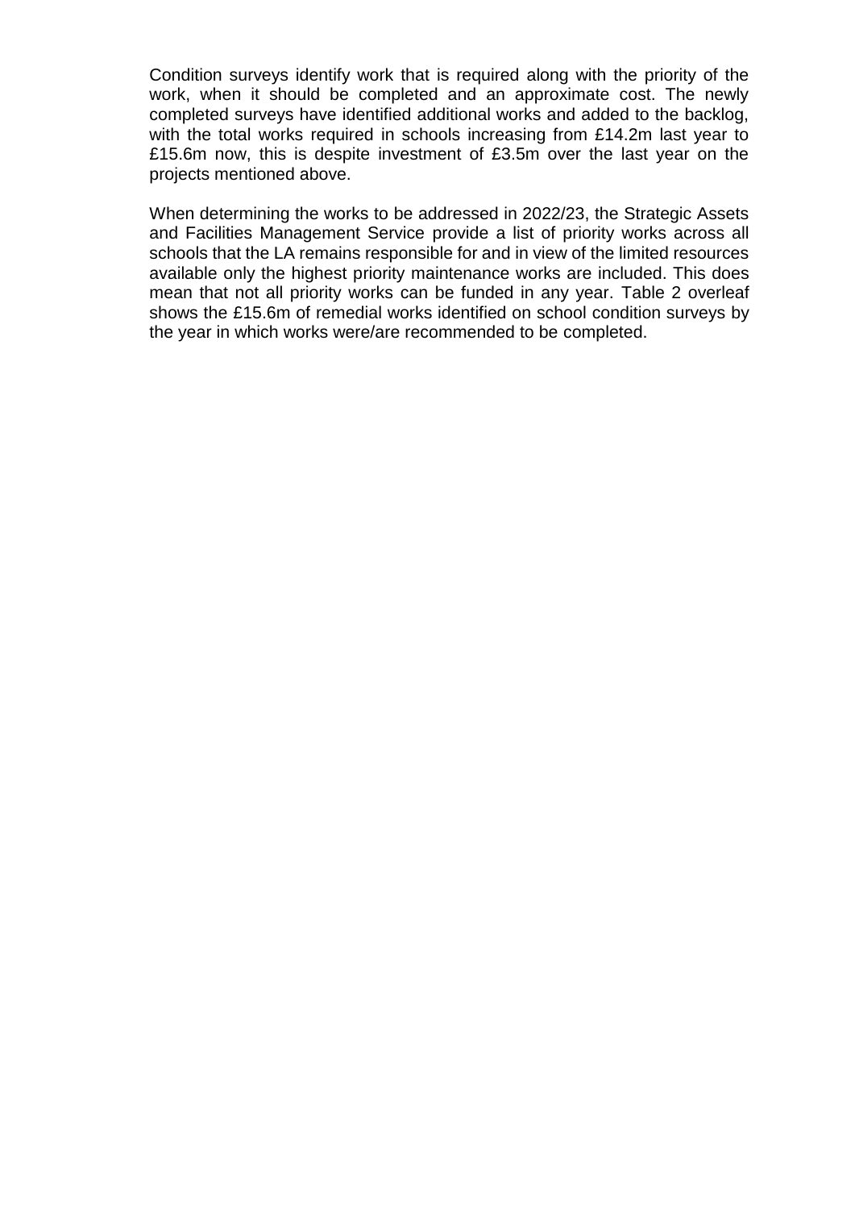Condition surveys identify work that is required along with the priority of the work, when it should be completed and an approximate cost. The newly completed surveys have identified additional works and added to the backlog, with the total works required in schools increasing from £14.2m last year to £15.6m now, this is despite investment of £3.5m over the last year on the projects mentioned above.

When determining the works to be addressed in 2022/23, the Strategic Assets and Facilities Management Service provide a list of priority works across all schools that the LA remains responsible for and in view of the limited resources available only the highest priority maintenance works are included. This does mean that not all priority works can be funded in any year. Table 2 overleaf shows the £15.6m of remedial works identified on school condition surveys by the year in which works were/are recommended to be completed.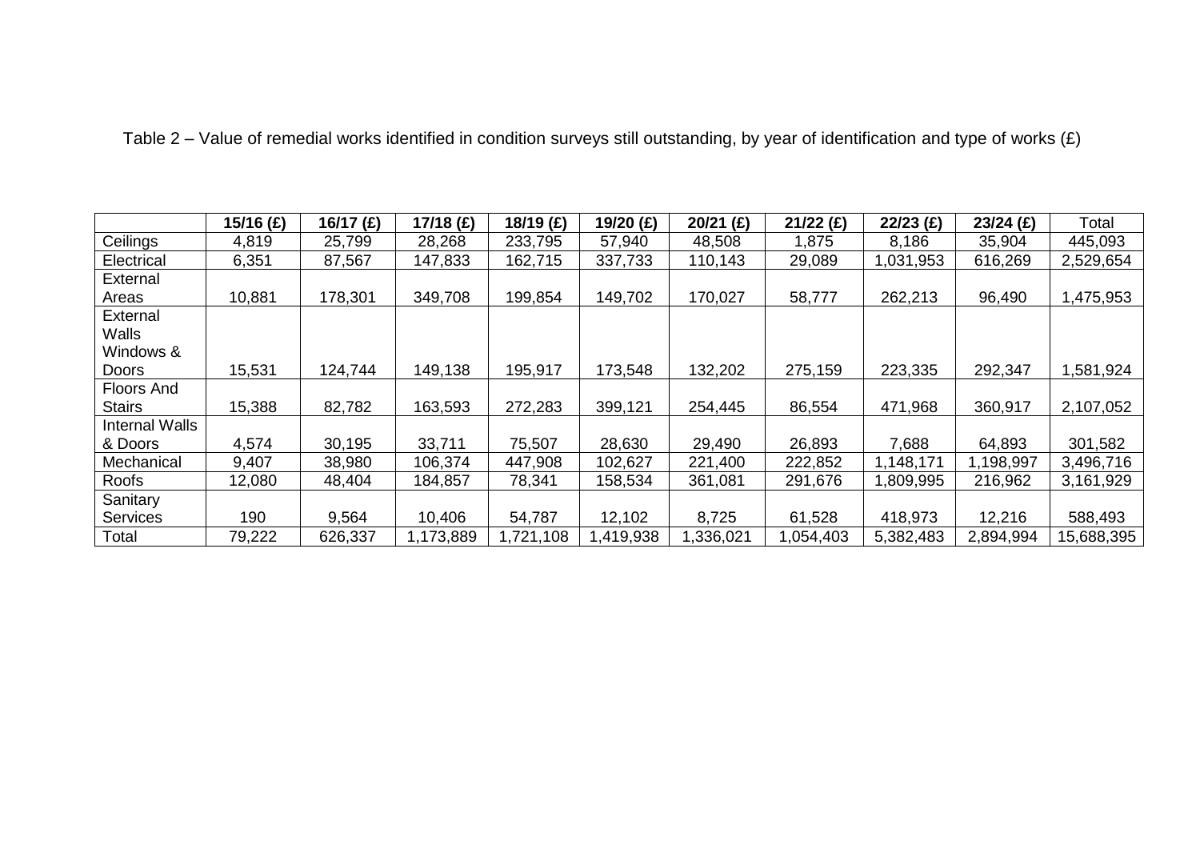Table 2 – Value of remedial works identified in condition surveys still outstanding, by year of identification and type of works (£)

| | **15/16 (£)** | **16/17 (£)** | **17/18 (£)** | **18/19 (£)** | **19/20 (£)** | **20/21 (£)** | **21/22 (£)** | **22/23 (£)** | **23/24 (£)** | Total |
|---|---|---|---|---|---|---|---|---|---|---|
| Ceilings | 4,819 | 25,799 | 28,268 | 233,795 | 57,940 | 48,508 | 1,875 | 8,186 | 35,904 | 445,093 |
| Electrical | 6,351 | 87,567 | 147,833 | 162,715 | 337,733 | 110,143 | 29,089 | 1,031,953 | 616,269 | 2,529,654 |
| External Areas | 10,881 | 178,301 | 349,708 | 199,854 | 149,702 | 170,027 | 58,777 | 262,213 | 96,490 | 1,475,953 |
| External Walls Windows & Doors | 15,531 | 124,744 | 149,138 | 195,917 | 173,548 | 132,202 | 275,159 | 223,335 | 292,347 | 1,581,924 |
| Floors And Stairs | 15,388 | 82,782 | 163,593 | 272,283 | 399,121 | 254,445 | 86,554 | 471,968 | 360,917 | 2,107,052 |
| Internal Walls & Doors | 4,574 | 30,195 | 33,711 | 75,507 | 28,630 | 29,490 | 26,893 | 7,688 | 64,893 | 301,582 |
| Mechanical | 9,407 | 38,980 | 106,374 | 447,908 | 102,627 | 221,400 | 222,852 | 1,148,171 | 1,198,997 | 3,496,716 |
| Roofs | 12,080 | 48,404 | 184,857 | 78,341 | 158,534 | 361,081 | 291,676 | 1,809,995 | 216,962 | 3,161,929 |
| Sanitary Services | 190 | 9,564 | 10,406 | 54,787 | 12,102 | 8,725 | 61,528 | 418,973 | 12,216 | 588,493 |
| Total | 79,222 | 626,337 | 1,173,889 | 1,721,108 | 1,419,938 | 1,336,021 | 1,054,403 | 5,382,483 | 2,894,994 | 15,688,395 |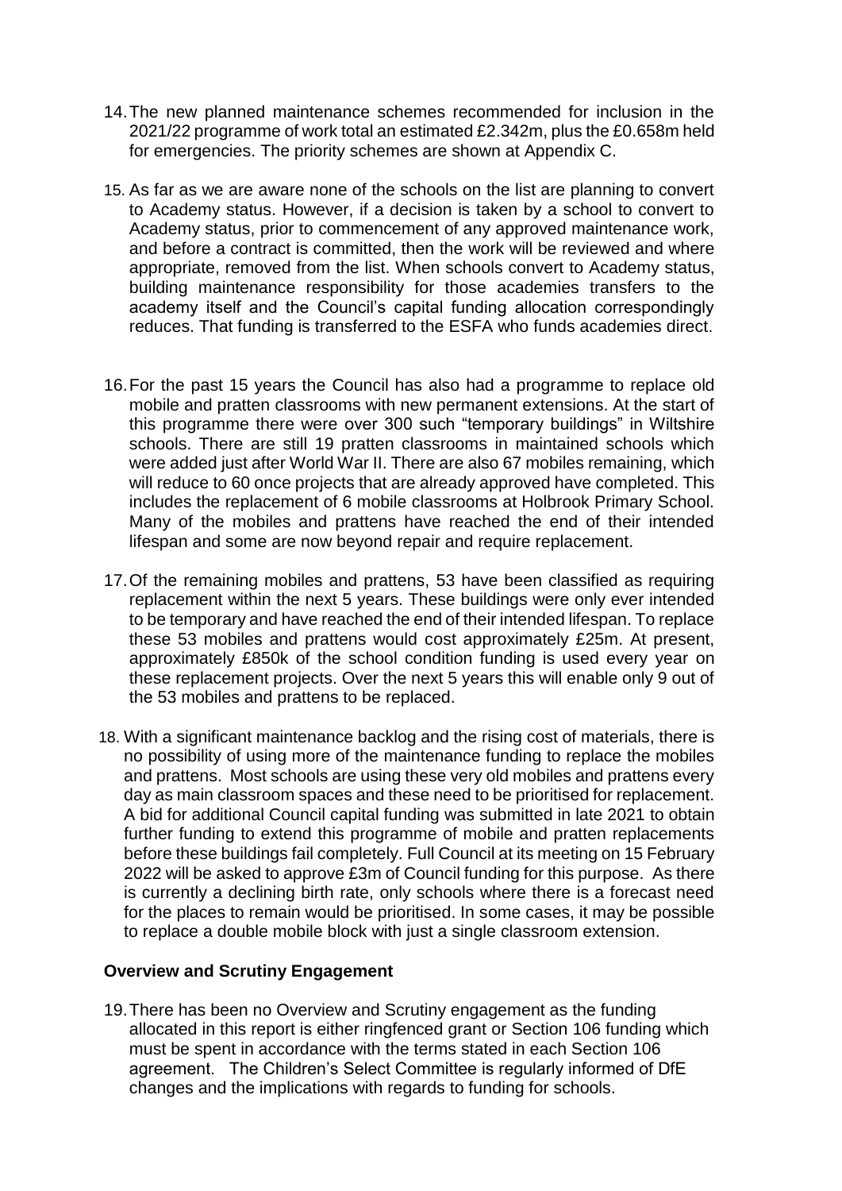14. The new planned maintenance schemes recommended for inclusion in the 2021/22 programme of work total an estimated £2.342m, plus the £0.658m held for emergencies. The priority schemes are shown at Appendix C.

15. As far as we are aware none of the schools on the list are planning to convert to Academy status. However, if a decision is taken by a school to convert to Academy status, prior to commencement of any approved maintenance work, and before a contract is committed, then the work will be reviewed and where appropriate, removed from the list. When schools convert to Academy status, building maintenance responsibility for those academies transfers to the academy itself and the Council's capital funding allocation correspondingly reduces. That funding is transferred to the ESFA who funds academies direct.

16. For the past 15 years the Council has also had a programme to replace old mobile and pratten classrooms with new permanent extensions. At the start of this programme there were over 300 such "temporary buildings" in Wiltshire schools. There are still 19 pratten classrooms in maintained schools which were added just after World War II. There are also 67 mobiles remaining, which will reduce to 60 once projects that are already approved have completed. This includes the replacement of 6 mobile classrooms at Holbrook Primary School. Many of the mobiles and prattens have reached the end of their intended lifespan and some are now beyond repair and require replacement.

17. Of the remaining mobiles and prattens, 53 have been classified as requiring replacement within the next 5 years. These buildings were only ever intended to be temporary and have reached the end of their intended lifespan. To replace these 53 mobiles and prattens would cost approximately £25m. At present, approximately £850k of the school condition funding is used every year on these replacement projects. Over the next 5 years this will enable only 9 out of the 53 mobiles and prattens to be replaced.

18. With a significant maintenance backlog and the rising cost of materials, there is no possibility of using more of the maintenance funding to replace the mobiles and prattens. Most schools are using these very old mobiles and prattens every day as main classroom spaces and these need to be prioritised for replacement. A bid for additional Council capital funding was submitted in late 2021 to obtain further funding to extend this programme of mobile and pratten replacements before these buildings fail completely. Full Council at its meeting on 15 February 2022 will be asked to approve £3m of Council funding for this purpose. As there is currently a declining birth rate, only schools where there is a forecast need for the places to remain would be prioritised. In some cases, it may be possible to replace a double mobile block with just a single classroom extension.

**Overview and Scrutiny Engagement**

19. There has been no Overview and Scrutiny engagement as the funding allocated in this report is either ringfenced grant or Section 106 funding which must be spent in accordance with the terms stated in each Section 106 agreement. The Children's Select Committee is regularly informed of DfE changes and the implications with regards to funding for schools.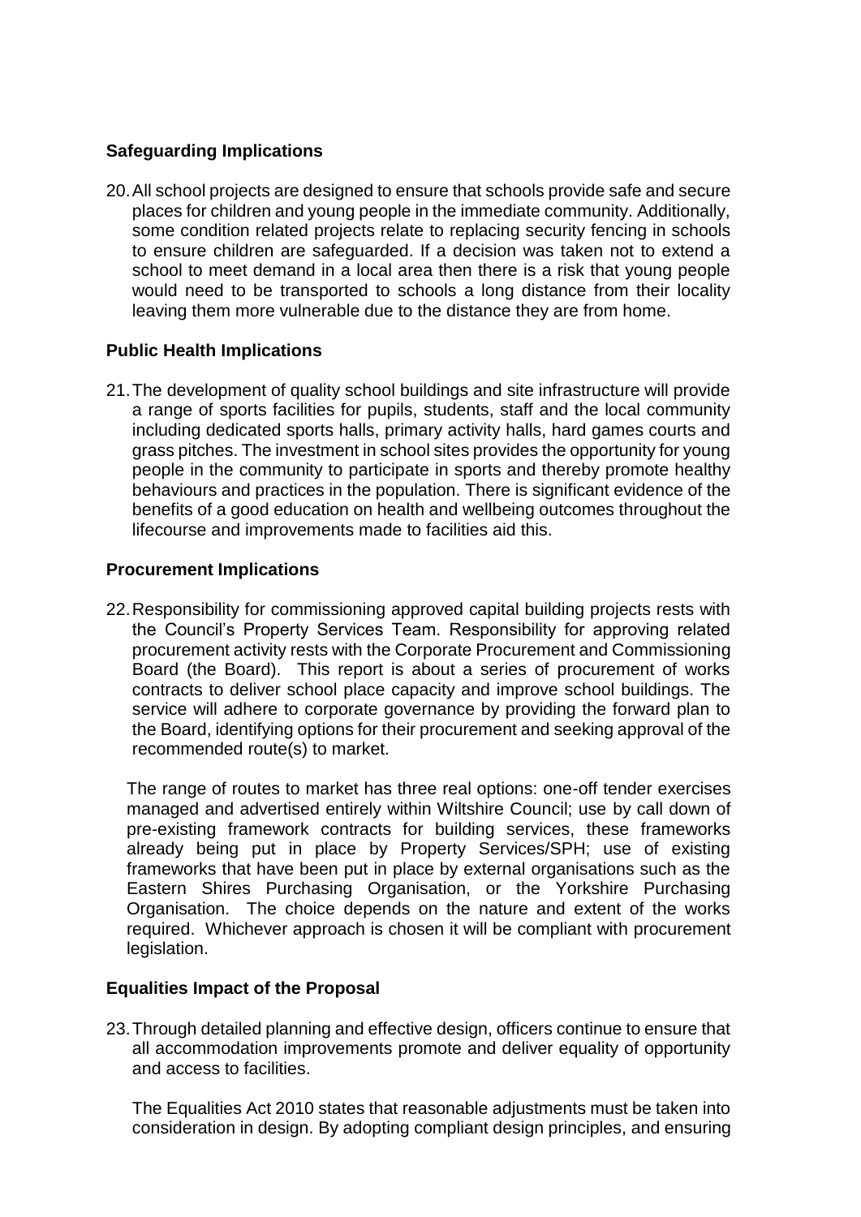**Safeguarding Implications**

20. All school projects are designed to ensure that schools provide safe and secure places for children and young people in the immediate community. Additionally, some condition related projects relate to replacing security fencing in schools to ensure children are safeguarded. If a decision was taken not to extend a school to meet demand in a local area then there is a risk that young people would need to be transported to schools a long distance from their locality leaving them more vulnerable due to the distance they are from home.

**Public Health Implications**

21. The development of quality school buildings and site infrastructure will provide a range of sports facilities for pupils, students, staff and the local community including dedicated sports halls, primary activity halls, hard games courts and grass pitches. The investment in school sites provides the opportunity for young people in the community to participate in sports and thereby promote healthy behaviours and practices in the population. There is significant evidence of the benefits of a good education on health and wellbeing outcomes throughout the lifecourse and improvements made to facilities aid this.

**Procurement Implications**

22. Responsibility for commissioning approved capital building projects rests with the Council's Property Services Team. Responsibility for approving related procurement activity rests with the Corporate Procurement and Commissioning Board (the Board). This report is about a series of procurement of works contracts to deliver school place capacity and improve school buildings. The service will adhere to corporate governance by providing the forward plan to the Board, identifying options for their procurement and seeking approval of the recommended route(s) to market.

    The range of routes to market has three real options: one-off tender exercises managed and advertised entirely within Wiltshire Council; use by call down of pre-existing framework contracts for building services, these frameworks already being put in place by Property Services/SPH; use of existing frameworks that have been put in place by external organisations such as the Eastern Shires Purchasing Organisation, or the Yorkshire Purchasing Organisation. The choice depends on the nature and extent of the works required. Whichever approach is chosen it will be compliant with procurement legislation.

**Equalities Impact of the Proposal**

23. Through detailed planning and effective design, officers continue to ensure that all accommodation improvements promote and deliver equality of opportunity and access to facilities.

    The Equalities Act 2010 states that reasonable adjustments must be taken into consideration in design. By adopting compliant design principles, and ensuring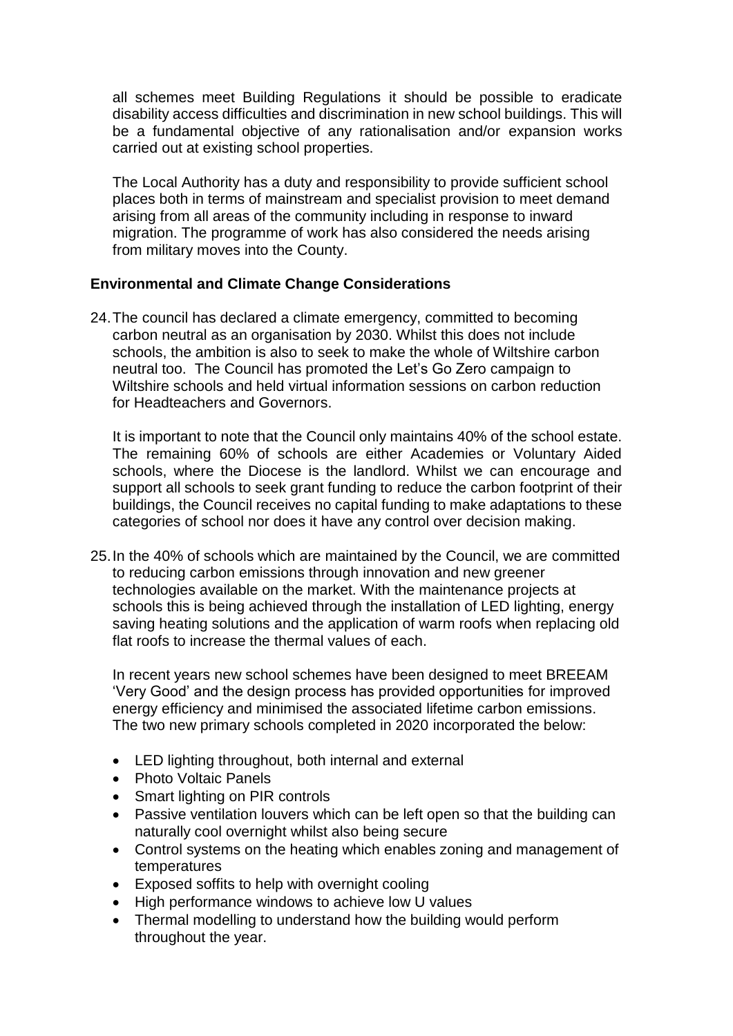all schemes meet Building Regulations it should be possible to eradicate disability access difficulties and discrimination in new school buildings. This will be a fundamental objective of any rationalisation and/or expansion works carried out at existing school properties.

The Local Authority has a duty and responsibility to provide sufficient school places both in terms of mainstream and specialist provision to meet demand arising from all areas of the community including in response to inward migration. The programme of work has also considered the needs arising from military moves into the County.

**Environmental and Climate Change Considerations**

24. The council has declared a climate emergency, committed to becoming carbon neutral as an organisation by 2030. Whilst this does not include schools, the ambition is also to seek to make the whole of Wiltshire carbon neutral too. The Council has promoted the Let's Go Zero campaign to Wiltshire schools and held virtual information sessions on carbon reduction for Headteachers and Governors.

    It is important to note that the Council only maintains 40% of the school estate. The remaining 60% of schools are either Academies or Voluntary Aided schools, where the Diocese is the landlord. Whilst we can encourage and support all schools to seek grant funding to reduce the carbon footprint of their buildings, the Council receives no capital funding to make adaptations to these categories of school nor does it have any control over decision making.

25. In the 40% of schools which are maintained by the Council, we are committed to reducing carbon emissions through innovation and new greener technologies available on the market. With the maintenance projects at schools this is being achieved through the installation of LED lighting, energy saving heating solutions and the application of warm roofs when replacing old flat roofs to increase the thermal values of each.

    In recent years new school schemes have been designed to meet BREEAM 'Very Good' and the design process has provided opportunities for improved energy efficiency and minimised the associated lifetime carbon emissions. The two new primary schools completed in 2020 incorporated the below:

    - LED lighting throughout, both internal and external
    - Photo Voltaic Panels
    - Smart lighting on PIR controls
    - Passive ventilation louvers which can be left open so that the building can naturally cool overnight whilst also being secure
    - Control systems on the heating which enables zoning and management of temperatures
    - Exposed soffits to help with overnight cooling
    - High performance windows to achieve low U values
    - Thermal modelling to understand how the building would perform throughout the year.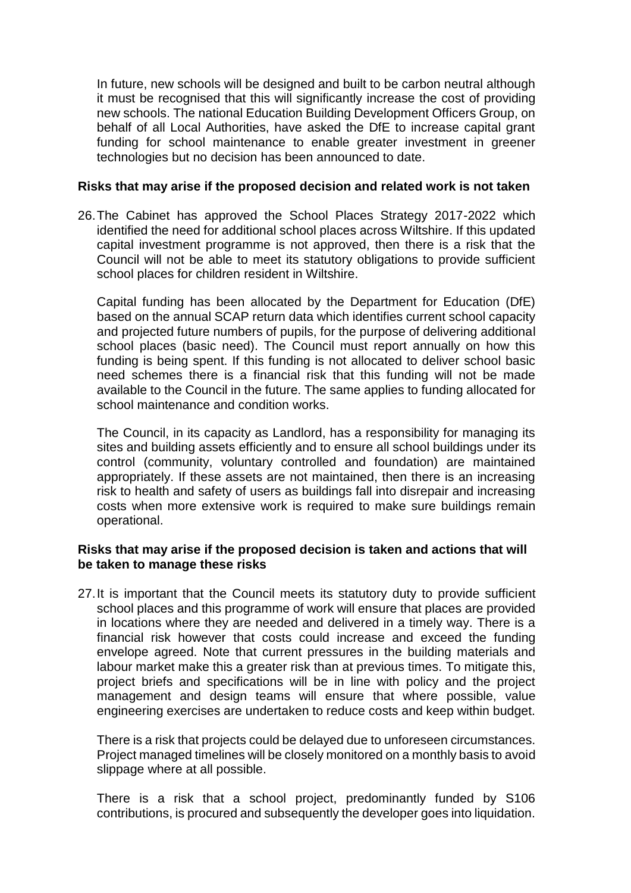In future, new schools will be designed and built to be carbon neutral although it must be recognised that this will significantly increase the cost of providing new schools. The national Education Building Development Officers Group, on behalf of all Local Authorities, have asked the DfE to increase capital grant funding for school maintenance to enable greater investment in greener technologies but no decision has been announced to date.

**Risks that may arise if the proposed decision and related work is not taken**

26. The Cabinet has approved the School Places Strategy 2017-2022 which identified the need for additional school places across Wiltshire. If this updated capital investment programme is not approved, then there is a risk that the Council will not be able to meet its statutory obligations to provide sufficient school places for children resident in Wiltshire.

    Capital funding has been allocated by the Department for Education (DfE) based on the annual SCAP return data which identifies current school capacity and projected future numbers of pupils, for the purpose of delivering additional school places (basic need). The Council must report annually on how this funding is being spent. If this funding is not allocated to deliver school basic need schemes there is a financial risk that this funding will not be made available to the Council in the future. The same applies to funding allocated for school maintenance and condition works.

    The Council, in its capacity as Landlord, has a responsibility for managing its sites and building assets efficiently and to ensure all school buildings under its control (community, voluntary controlled and foundation) are maintained appropriately. If these assets are not maintained, then there is an increasing risk to health and safety of users as buildings fall into disrepair and increasing costs when more extensive work is required to make sure buildings remain operational.

**Risks that may arise if the proposed decision is taken and actions that will be taken to manage these risks**

27. It is important that the Council meets its statutory duty to provide sufficient school places and this programme of work will ensure that places are provided in locations where they are needed and delivered in a timely way. There is a financial risk however that costs could increase and exceed the funding envelope agreed. Note that current pressures in the building materials and labour market make this a greater risk than at previous times. To mitigate this, project briefs and specifications will be in line with policy and the project management and design teams will ensure that where possible, value engineering exercises are undertaken to reduce costs and keep within budget.

    There is a risk that projects could be delayed due to unforeseen circumstances. Project managed timelines will be closely monitored on a monthly basis to avoid slippage where at all possible.

    There is a risk that a school project, predominantly funded by S106 contributions, is procured and subsequently the developer goes into liquidation.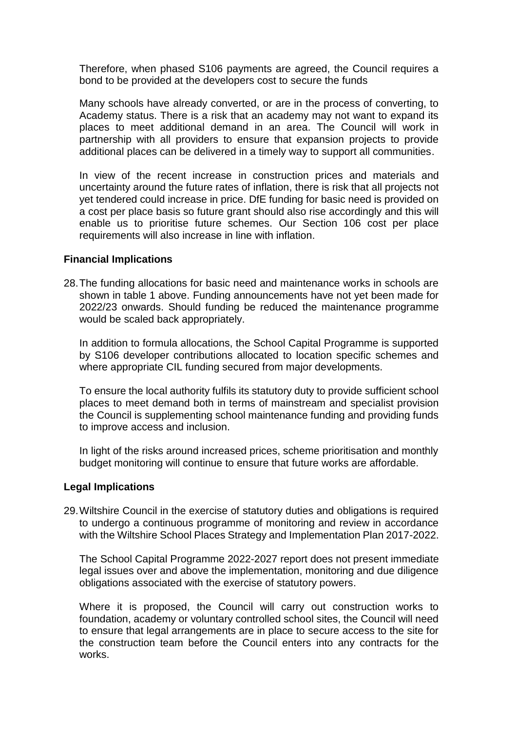Therefore, when phased S106 payments are agreed, the Council requires a bond to be provided at the developers cost to secure the funds

Many schools have already converted, or are in the process of converting, to Academy status. There is a risk that an academy may not want to expand its places to meet additional demand in an area. The Council will work in partnership with all providers to ensure that expansion projects to provide additional places can be delivered in a timely way to support all communities.

In view of the recent increase in construction prices and materials and uncertainty around the future rates of inflation, there is risk that all projects not yet tendered could increase in price. DfE funding for basic need is provided on a cost per place basis so future grant should also rise accordingly and this will enable us to prioritise future schemes. Our Section 106 cost per place requirements will also increase in line with inflation.

**Financial Implications**

28. The funding allocations for basic need and maintenance works in schools are shown in table 1 above. Funding announcements have not yet been made for 2022/23 onwards. Should funding be reduced the maintenance programme would be scaled back appropriately.

    In addition to formula allocations, the School Capital Programme is supported by S106 developer contributions allocated to location specific schemes and where appropriate CIL funding secured from major developments.

    To ensure the local authority fulfils its statutory duty to provide sufficient school places to meet demand both in terms of mainstream and specialist provision the Council is supplementing school maintenance funding and providing funds to improve access and inclusion.

    In light of the risks around increased prices, scheme prioritisation and monthly budget monitoring will continue to ensure that future works are affordable.

**Legal Implications**

29. Wiltshire Council in the exercise of statutory duties and obligations is required to undergo a continuous programme of monitoring and review in accordance with the Wiltshire School Places Strategy and Implementation Plan 2017-2022.

    The School Capital Programme 2022-2027 report does not present immediate legal issues over and above the implementation, monitoring and due diligence obligations associated with the exercise of statutory powers.

    Where it is proposed, the Council will carry out construction works to foundation, academy or voluntary controlled school sites, the Council will need to ensure that legal arrangements are in place to secure access to the site for the construction team before the Council enters into any contracts for the works.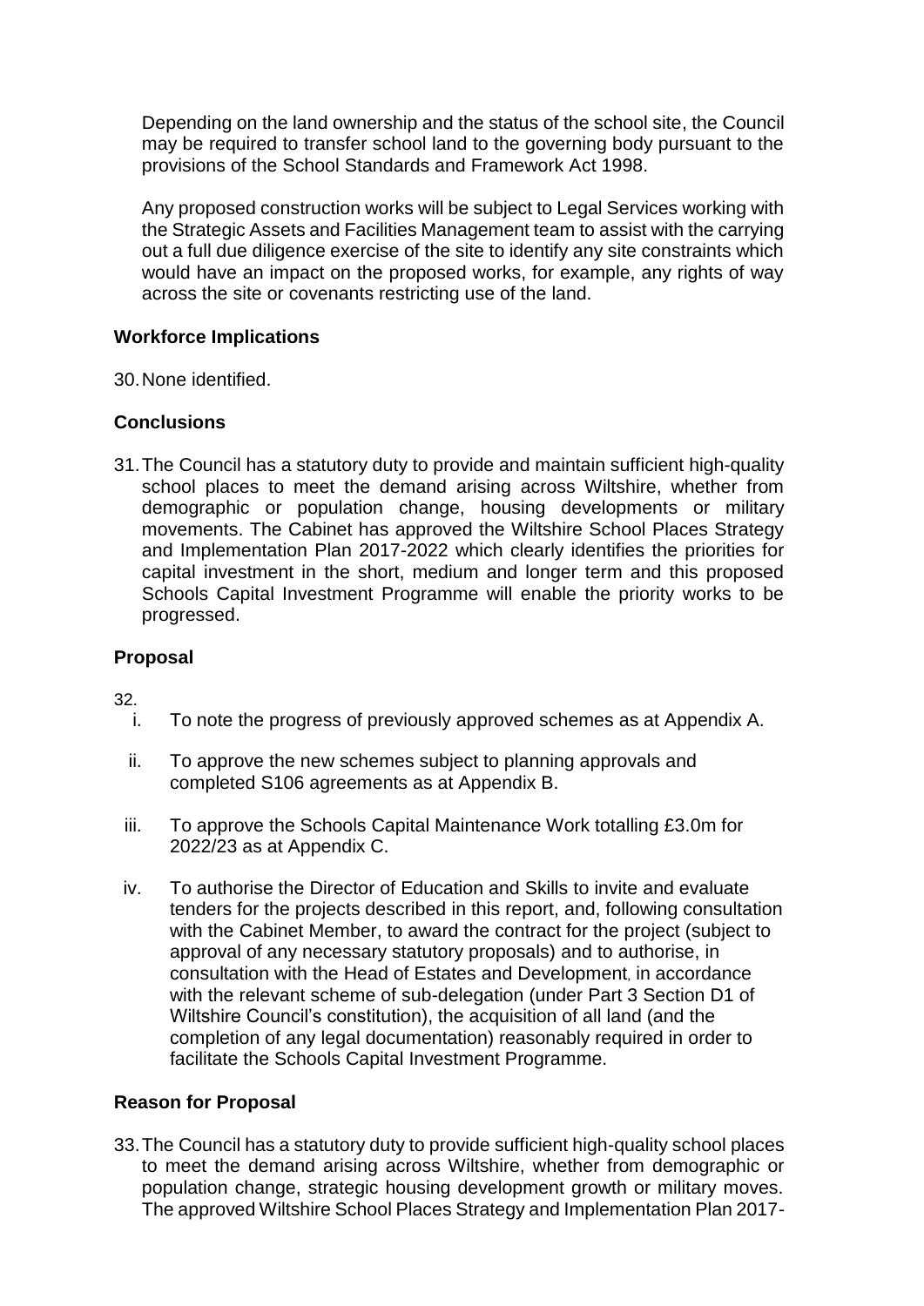Depending on the land ownership and the status of the school site, the Council may be required to transfer school land to the governing body pursuant to the provisions of the School Standards and Framework Act 1998.

Any proposed construction works will be subject to Legal Services working with the Strategic Assets and Facilities Management team to assist with the carrying out a full due diligence exercise of the site to identify any site constraints which would have an impact on the proposed works, for example, any rights of way across the site or covenants restricting use of the land.

## Workforce Implications

30. None identified.

## Conclusions

31. The Council has a statutory duty to provide and maintain sufficient high-quality school places to meet the demand arising across Wiltshire, whether from demographic or population change, housing developments or military movements. The Cabinet has approved the Wiltshire School Places Strategy and Implementation Plan 2017-2022 which clearly identifies the priorities for capital investment in the short, medium and longer term and this proposed Schools Capital Investment Programme will enable the priority works to be progressed.

## Proposal

32.

i. To note the progress of previously approved schemes as at Appendix A.

ii. To approve the new schemes subject to planning approvals and completed S106 agreements as at Appendix B.

iii. To approve the Schools Capital Maintenance Work totalling £3.0m for 2022/23 as at Appendix C.

iv. To authorise the Director of Education and Skills to invite and evaluate tenders for the projects described in this report, and, following consultation with the Cabinet Member, to award the contract for the project (subject to approval of any necessary statutory proposals) and to authorise, in consultation with the Head of Estates and Development, in accordance with the relevant scheme of sub-delegation (under Part 3 Section D1 of Wiltshire Council's constitution), the acquisition of all land (and the completion of any legal documentation) reasonably required in order to facilitate the Schools Capital Investment Programme.

## Reason for Proposal

33. The Council has a statutory duty to provide sufficient high-quality school places to meet the demand arising across Wiltshire, whether from demographic or population change, strategic housing development growth or military moves. The approved Wiltshire School Places Strategy and Implementation Plan 2017-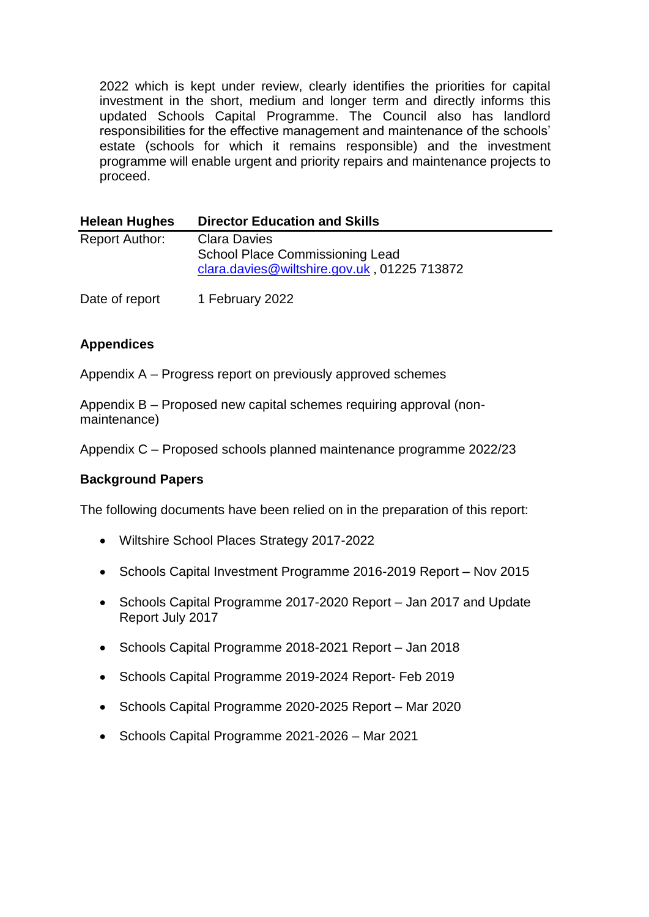2022 which is kept under review, clearly identifies the priorities for capital investment in the short, medium and longer term and directly informs this updated Schools Capital Programme. The Council also has landlord responsibilities for the effective management and maintenance of the schools' estate (schools for which it remains responsible) and the investment programme will enable urgent and priority repairs and maintenance projects to proceed.

| **Helean Hughes** | **Director Education and Skills** |
|---|---|
| Report Author: | Clara Davies<br>School Place Commissioning Lead<br>clara.davies@wiltshire.gov.uk , 01225 713872 |
| Date of report | 1 February 2022 |

## Appendices

Appendix A – Progress report on previously approved schemes

Appendix B – Proposed new capital schemes requiring approval (non-maintenance)

Appendix C – Proposed schools planned maintenance programme 2022/23

## Background Papers

The following documents have been relied on in the preparation of this report:

- Wiltshire School Places Strategy 2017-2022
- Schools Capital Investment Programme 2016-2019 Report – Nov 2015
- Schools Capital Programme 2017-2020 Report – Jan 2017 and Update Report July 2017
- Schools Capital Programme 2018-2021 Report – Jan 2018
- Schools Capital Programme 2019-2024 Report- Feb 2019
- Schools Capital Programme 2020-2025 Report – Mar 2020
- Schools Capital Programme 2021-2026 – Mar 2021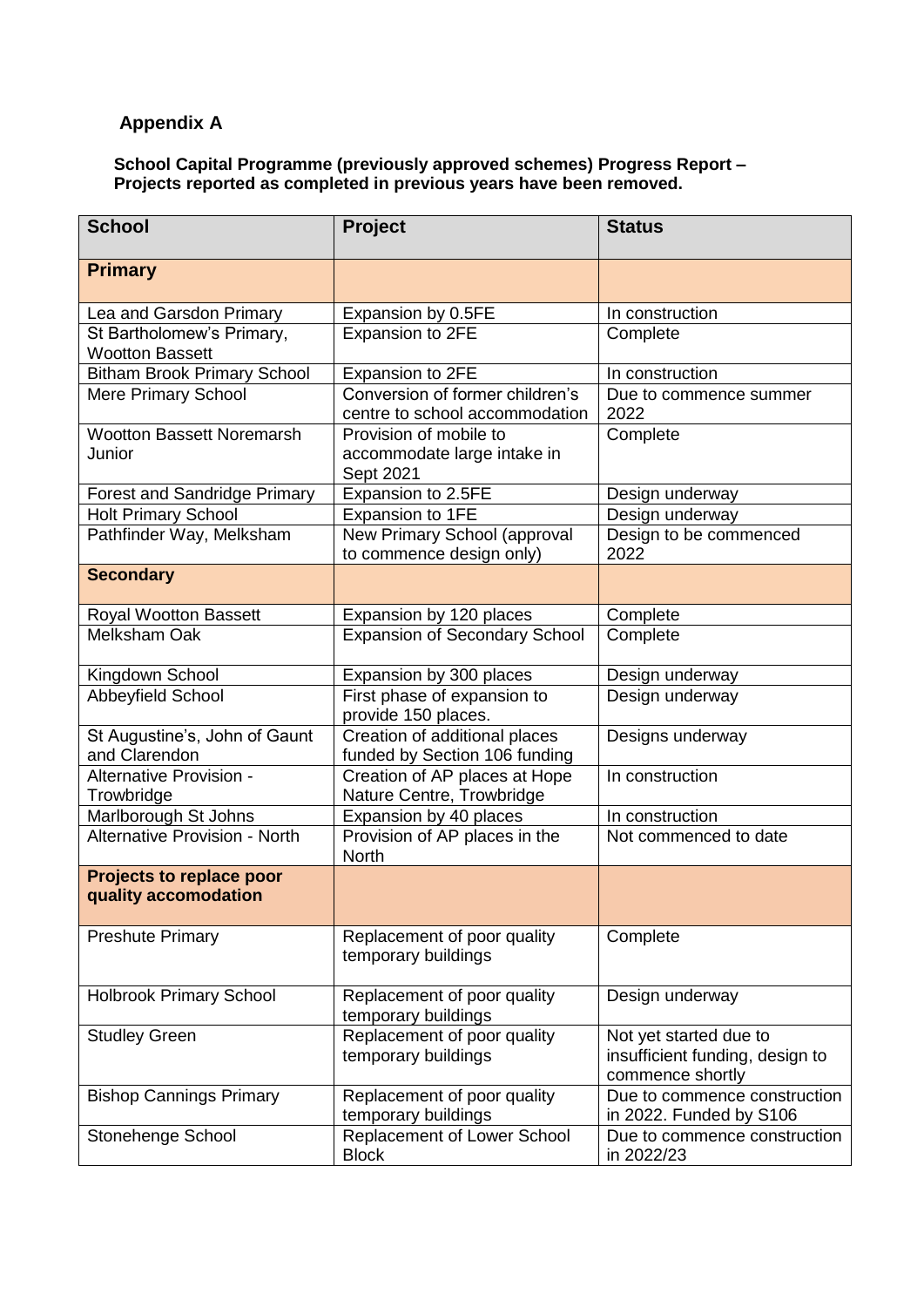## Appendix A

**School Capital Programme (previously approved schemes) Progress Report – Projects reported as completed in previous years have been removed.**

| School | Project | Status |
|---|---|---|
| **Primary** | | |
| Lea and Garsdon Primary | Expansion by 0.5FE | In construction |
| St Bartholomew's Primary, Wootton Bassett | Expansion to 2FE | Complete |
| Bitham Brook Primary School | Expansion to 2FE | In construction |
| Mere Primary School | Conversion of former children's centre to school accommodation | Due to commence summer 2022 |
| Wootton Bassett Noremarsh Junior | Provision of mobile to accommodate large intake in Sept 2021 | Complete |
| Forest and Sandridge Primary | Expansion to 2.5FE | Design underway |
| Holt Primary School | Expansion to 1FE | Design underway |
| Pathfinder Way, Melksham | New Primary School (approval to commence design only) | Design to be commenced 2022 |
| **Secondary** | | |
| Royal Wootton Bassett | Expansion by 120 places | Complete |
| Melksham Oak | Expansion of Secondary School | Complete |
| Kingdown School | Expansion by 300 places | Design underway |
| Abbeyfield School | First phase of expansion to provide 150 places. | Design underway |
| St Augustine's, John of Gaunt and Clarendon | Creation of additional places funded by Section 106 funding | Designs underway |
| Alternative Provision - Trowbridge | Creation of AP places at Hope Nature Centre, Trowbridge | In construction |
| Marlborough St Johns | Expansion by 40 places | In construction |
| Alternative Provision - North | Provision of AP places in the North | Not commenced to date |
| **Projects to replace poor quality accomodation** | | |
| Preshute Primary | Replacement of poor quality temporary buildings | Complete |
| Holbrook Primary School | Replacement of poor quality temporary buildings | Design underway |
| Studley Green | Replacement of poor quality temporary buildings | Not yet started due to insufficient funding, design to commence shortly |
| Bishop Cannings Primary | Replacement of poor quality temporary buildings | Due to commence construction in 2022. Funded by S106 |
| Stonehenge School | Replacement of Lower School Block | Due to commence construction in 2022/23 |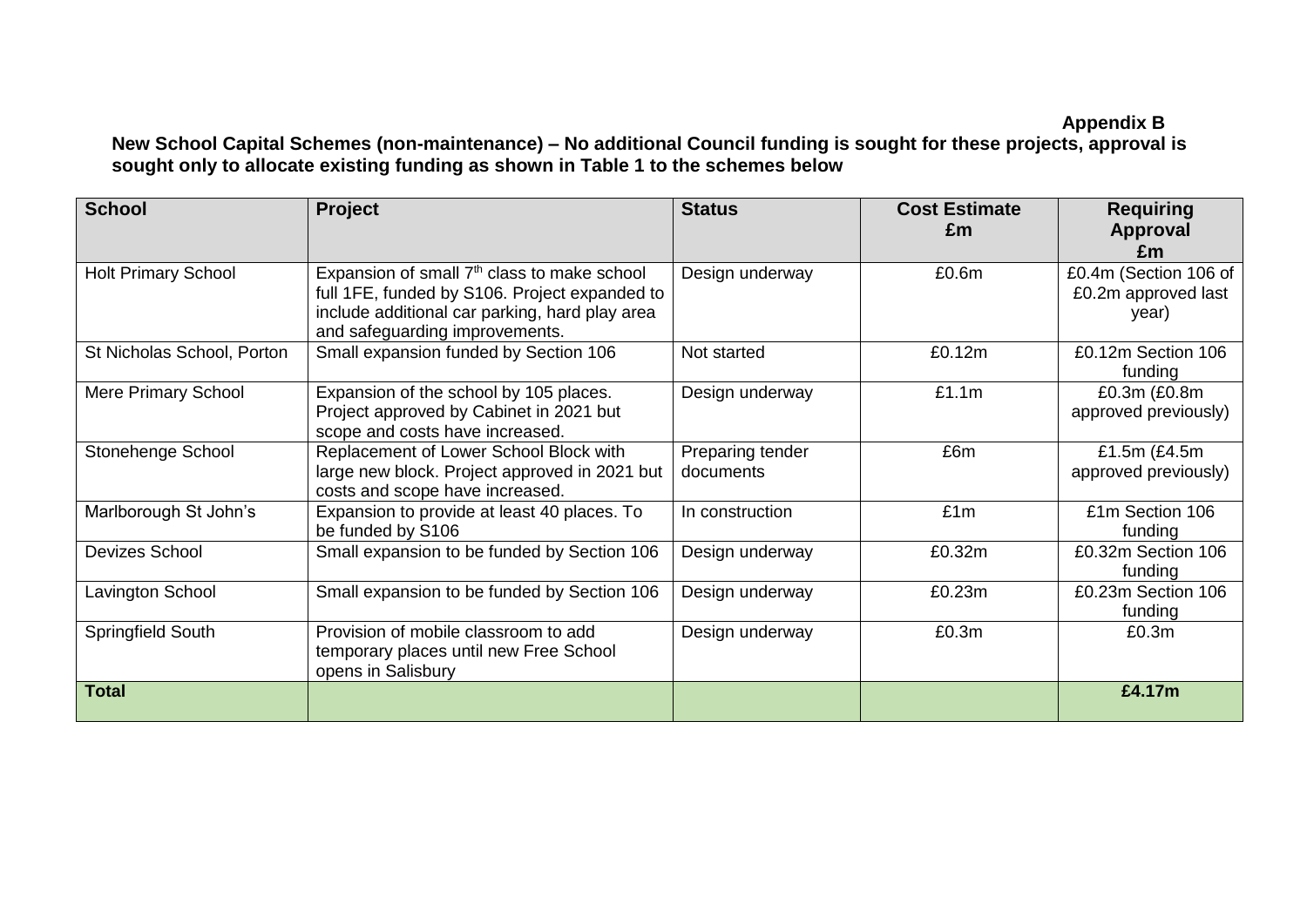**Appendix B**

**New School Capital Schemes (non-maintenance) – No additional Council funding is sought for these projects, approval is sought only to allocate existing funding as shown in Table 1 to the schemes below**

| School | Project | Status | Cost Estimate £m | Requiring Approval £m |
|---|---|---|---|---|
| Holt Primary School | Expansion of small 7th class to make school full 1FE, funded by S106. Project expanded to include additional car parking, hard play area and safeguarding improvements. | Design underway | £0.6m | £0.4m (Section 106 of £0.2m approved last year) |
| St Nicholas School, Porton | Small expansion funded by Section 106 | Not started | £0.12m | £0.12m Section 106 funding |
| Mere Primary School | Expansion of the school by 105 places. Project approved by Cabinet in 2021 but scope and costs have increased. | Design underway | £1.1m | £0.3m (£0.8m approved previously) |
| Stonehenge School | Replacement of Lower School Block with large new block. Project approved in 2021 but costs and scope have increased. | Preparing tender documents | £6m | £1.5m (£4.5m approved previously) |
| Marlborough St John's | Expansion to provide at least 40 places. To be funded by S106 | In construction | £1m | £1m Section 106 funding |
| Devizes School | Small expansion to be funded by Section 106 | Design underway | £0.32m | £0.32m Section 106 funding |
| Lavington School | Small expansion to be funded by Section 106 | Design underway | £0.23m | £0.23m Section 106 funding |
| Springfield South | Provision of mobile classroom to add temporary places until new Free School opens in Salisbury | Design underway | £0.3m | £0.3m |
| **Total** | | | | **£4.17m** |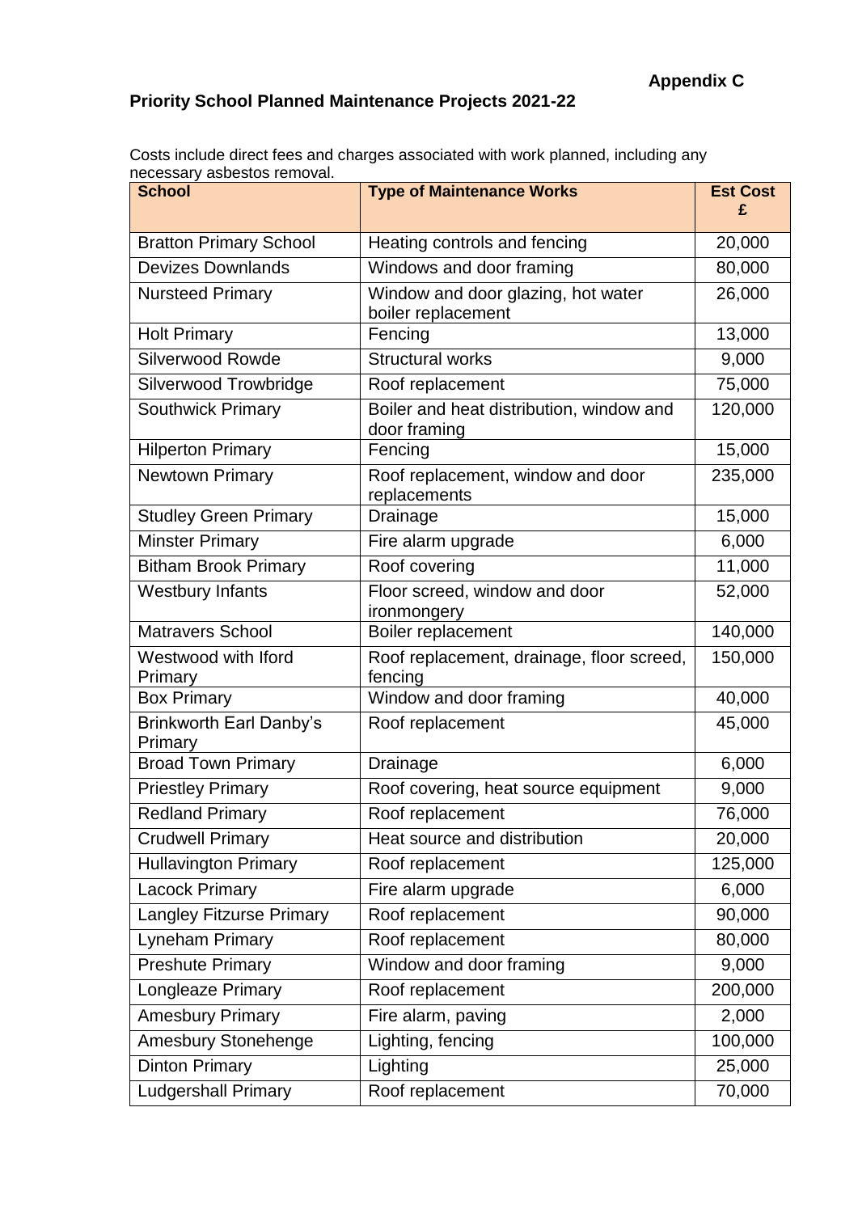**Appendix C**

## Priority School Planned Maintenance Projects 2021-22

Costs include direct fees and charges associated with work planned, including any necessary asbestos removal.

| School | Type of Maintenance Works | Est Cost £ |
|---|---|---|
| Bratton Primary School | Heating controls and fencing | 20,000 |
| Devizes Downlands | Windows and door framing | 80,000 |
| Nursteed Primary | Window and door glazing, hot water boiler replacement | 26,000 |
| Holt Primary | Fencing | 13,000 |
| Silverwood Rowde | Structural works | 9,000 |
| Silverwood Trowbridge | Roof replacement | 75,000 |
| Southwick Primary | Boiler and heat distribution, window and door framing | 120,000 |
| Hilperton Primary | Fencing | 15,000 |
| Newtown Primary | Roof replacement, window and door replacements | 235,000 |
| Studley Green Primary | Drainage | 15,000 |
| Minster Primary | Fire alarm upgrade | 6,000 |
| Bitham Brook Primary | Roof covering | 11,000 |
| Westbury Infants | Floor screed, window and door ironmongery | 52,000 |
| Matravers School | Boiler replacement | 140,000 |
| Westwood with Iford Primary | Roof replacement, drainage, floor screed, fencing | 150,000 |
| Box Primary | Window and door framing | 40,000 |
| Brinkworth Earl Danby's Primary | Roof replacement | 45,000 |
| Broad Town Primary | Drainage | 6,000 |
| Priestley Primary | Roof covering, heat source equipment | 9,000 |
| Redland Primary | Roof replacement | 76,000 |
| Crudwell Primary | Heat source and distribution | 20,000 |
| Hullavington Primary | Roof replacement | 125,000 |
| Lacock Primary | Fire alarm upgrade | 6,000 |
| Langley Fitzurse Primary | Roof replacement | 90,000 |
| Lyneham Primary | Roof replacement | 80,000 |
| Preshute Primary | Window and door framing | 9,000 |
| Longleaze Primary | Roof replacement | 200,000 |
| Amesbury Primary | Fire alarm, paving | 2,000 |
| Amesbury Stonehenge | Lighting, fencing | 100,000 |
| Dinton Primary | Lighting | 25,000 |
| Ludgershall Primary | Roof replacement | 70,000 |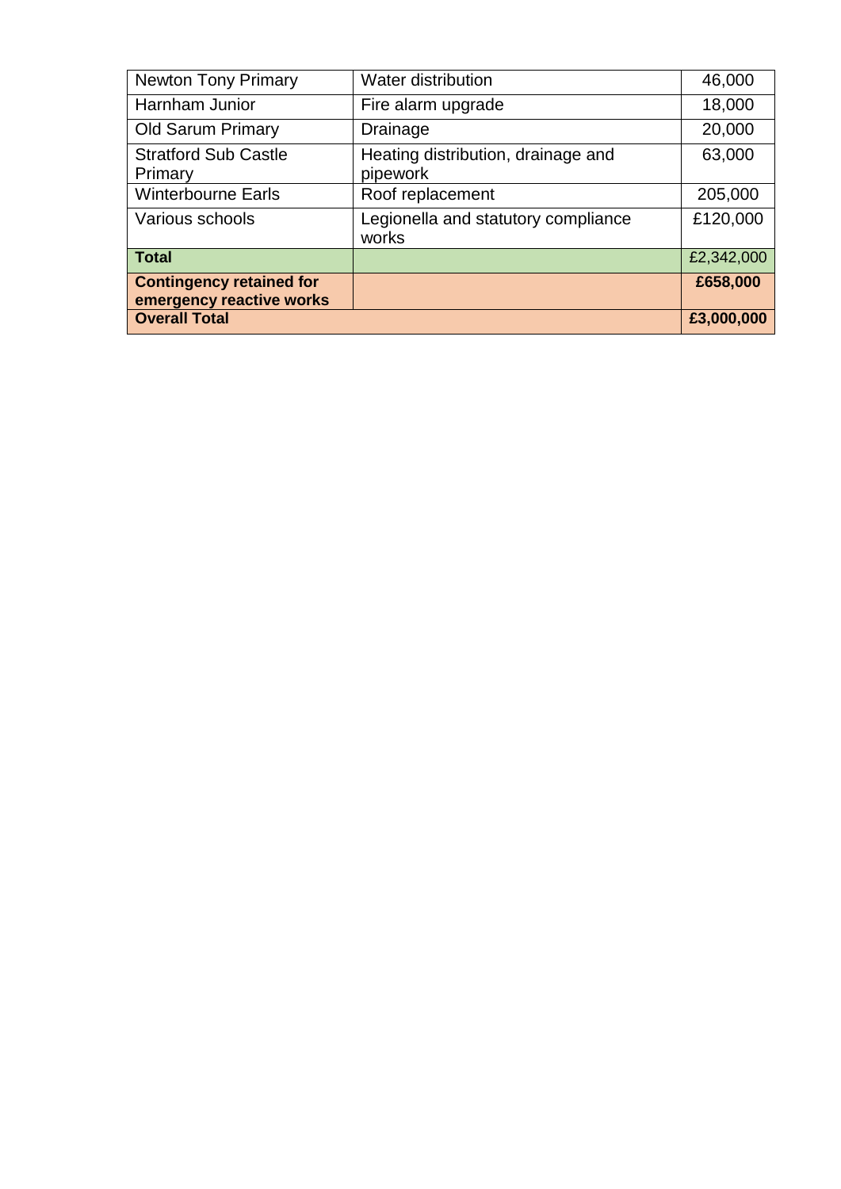| | | |
|---|---|---|
| Newton Tony Primary | Water distribution | 46,000 |
| Harnham Junior | Fire alarm upgrade | 18,000 |
| Old Sarum Primary | Drainage | 20,000 |
| Stratford Sub Castle Primary | Heating distribution, drainage and pipework | 63,000 |
| Winterbourne Earls | Roof replacement | 205,000 |
| Various schools | Legionella and statutory compliance works | £120,000 |
| **Total** | | £2,342,000 |
| **Contingency retained for emergency reactive works** | | **£658,000** |
| **Overall Total** | | **£3,000,000** |